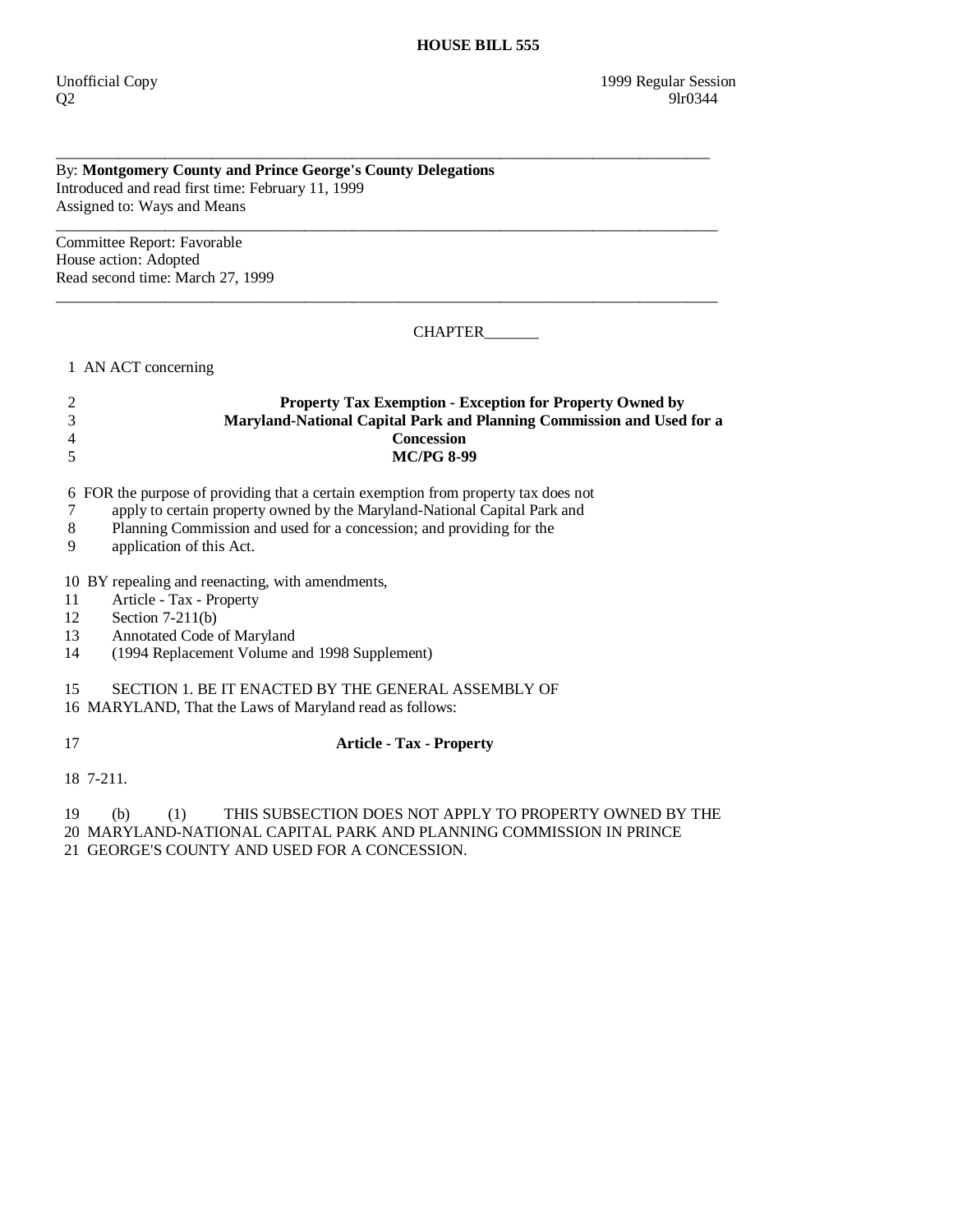# HOUSE BILL 555

Unofficial Copy 1999 Regular Session
Q2 9lr0344

---

By: **Montgomery County and Prince George's County Delegations**
Introduced and read first time: February 11, 1999
Assigned to: Ways and Means

---

Committee Report: Favorable
House action: Adopted
Read second time: March 27, 1999

---

CHAPTER_______

1 AN ACT concerning

2 **Property Tax Exemption - Exception for Property Owned by**
3 **Maryland-National Capital Park and Planning Commission and Used for a**
4 **Concession**
5 **MC/PG 8-99**

6 FOR the purpose of providing that a certain exemption from property tax does not
7 apply to certain property owned by the Maryland-National Capital Park and
8 Planning Commission and used for a concession; and providing for the
9 application of this Act.

10 BY repealing and reenacting, with amendments,
11 Article - Tax - Property
12 Section 7-211(b)
13 Annotated Code of Maryland
14 (1994 Replacement Volume and 1998 Supplement)

15 SECTION 1. BE IT ENACTED BY THE GENERAL ASSEMBLY OF
16 MARYLAND, That the Laws of Maryland read as follows:

17 **Article - Tax - Property**

18 7-211.

19 (b) (1) THIS SUBSECTION DOES NOT APPLY TO PROPERTY OWNED BY THE
20 MARYLAND-NATIONAL CAPITAL PARK AND PLANNING COMMISSION IN PRINCE
21 GEORGE'S COUNTY AND USED FOR A CONCESSION.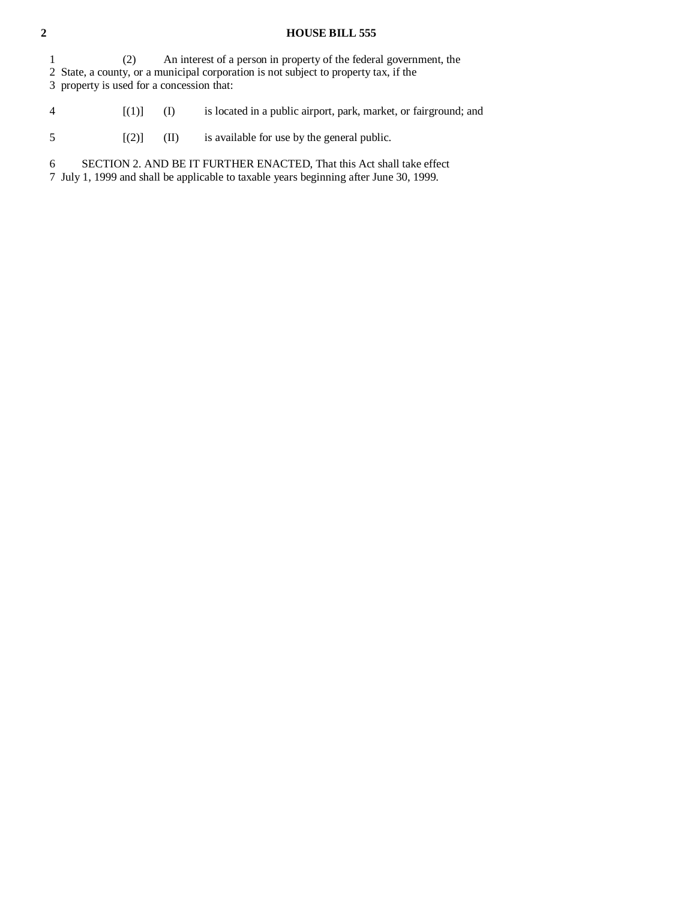(2) An interest of a person in property of the federal government, the State, a county, or a municipal corporation is not subject to property tax, if the property is used for a concession that:

[(1)] (I) is located in a public airport, park, market, or fairground; and

[(2)] (II) is available for use by the general public.

SECTION 2. AND BE IT FURTHER ENACTED, That this Act shall take effect July 1, 1999 and shall be applicable to taxable years beginning after June 30, 1999.